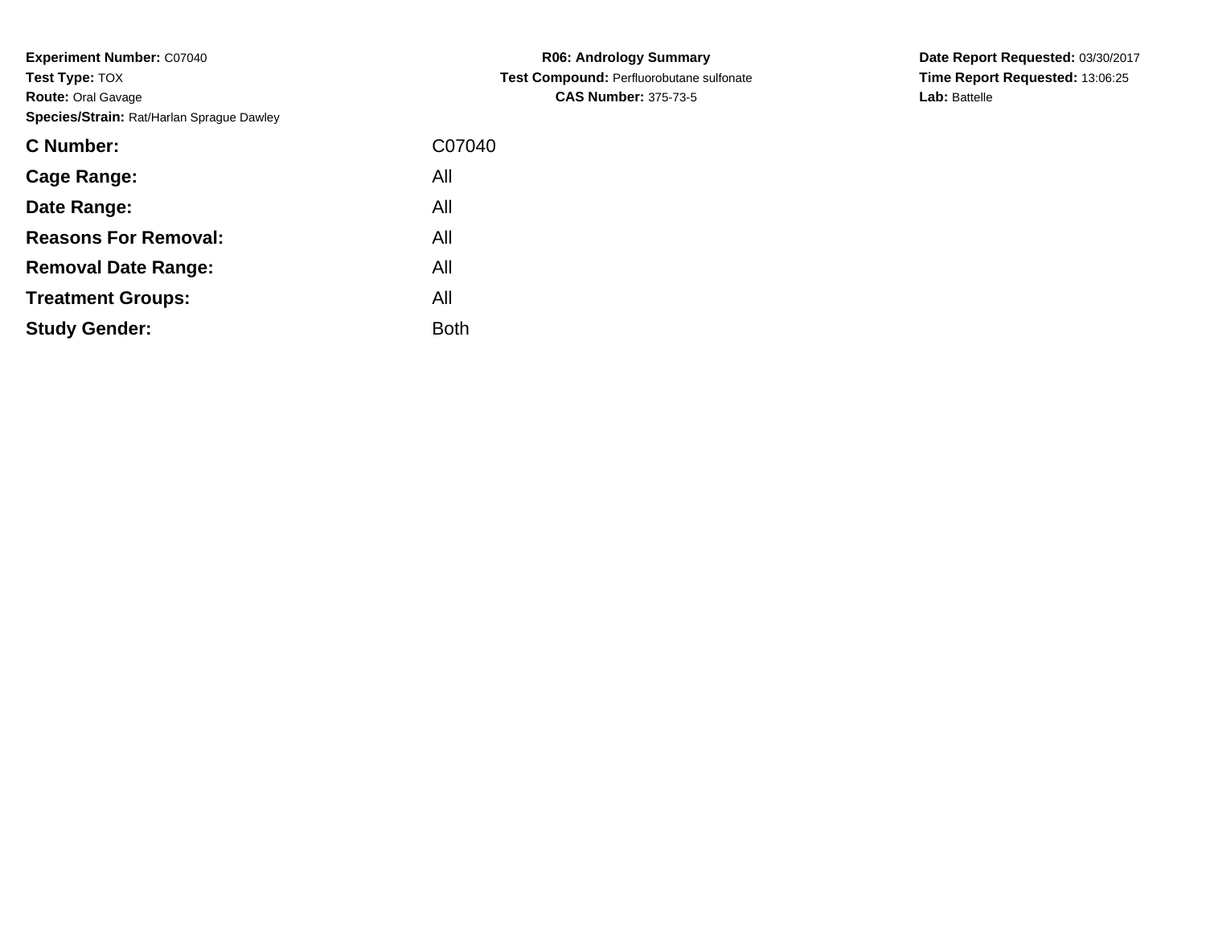**Experiment Number:** C07040
**Test Type:** TOX
**Route:** Oral Gavage
**Species/Strain:** Rat/Harlan Sprague Dawley

**R06: Andrology Summary**
**Test Compound:** Perfluorobutane sulfonate
**CAS Number:** 375-73-5

**Date Report Requested:** 03/30/2017
**Time Report Requested:** 13:06:25
**Lab:** Battelle

| | |
|---|---|
| **C Number:** | C07040 |
| **Cage Range:** | All |
| **Date Range:** | All |
| **Reasons For Removal:** | All |
| **Removal Date Range:** | All |
| **Treatment Groups:** | All |
| **Study Gender:** | Both |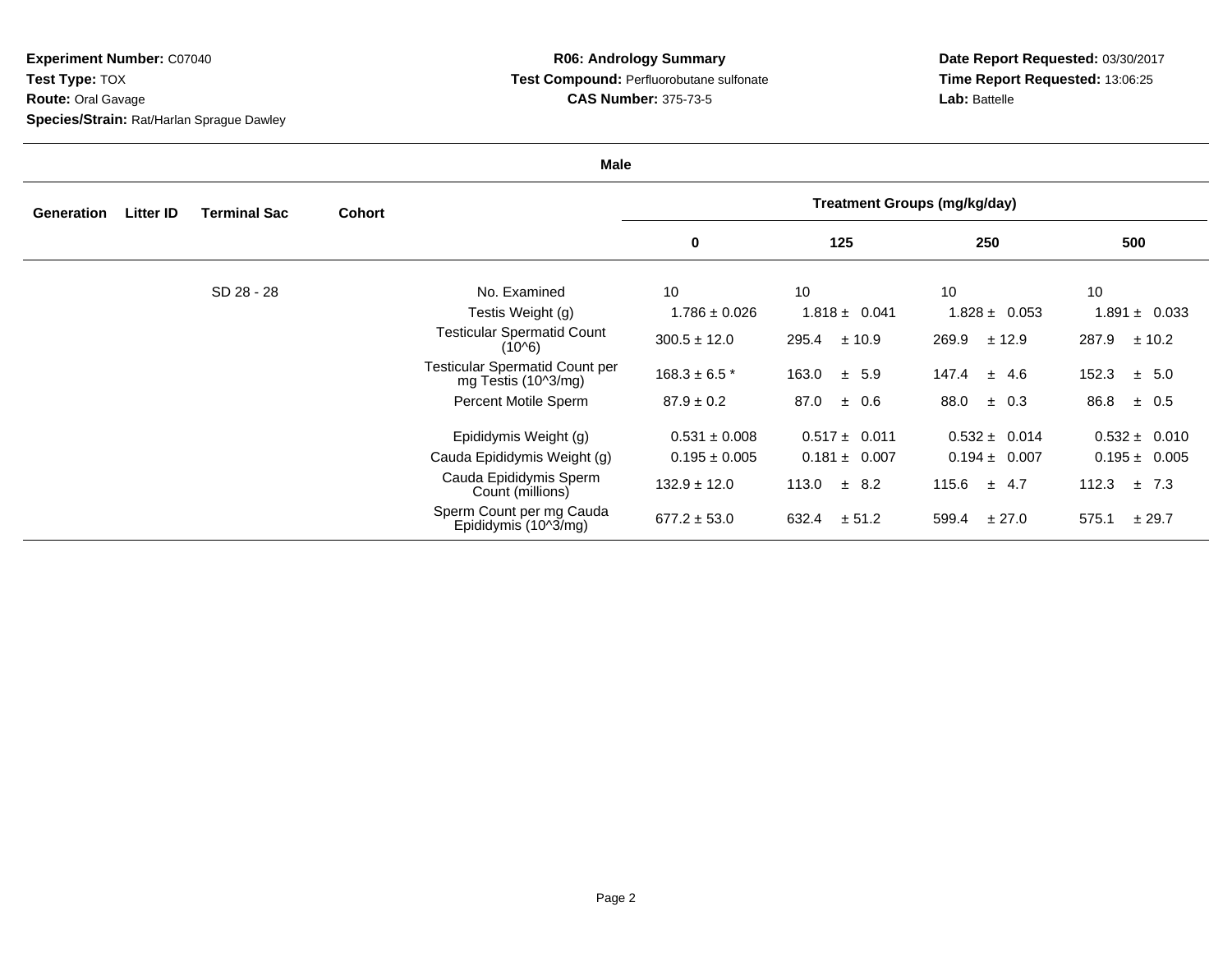**Experiment Number:** C07040
**Test Type:** TOX
**Route:** Oral Gavage
**Species/Strain:** Rat/Harlan Sprague Dawley

**R06: Andrology Summary**
**Test Compound:** Perfluorobutane sulfonate
**CAS Number:** 375-73-5

**Date Report Requested:** 03/30/2017
**Time Report Requested:** 13:06:25
**Lab:** Battelle

**Male**

| Generation | Litter ID | Terminal Sac | Cohort | | Treatment Groups (mg/kg/day) | | | |
|---|---|---|---|---|---|---|---|---|
| | | | | | 0 | 125 | 250 | 500 |
| | | SD 28 - 28 | | No. Examined | 10 | 10 | 10 | 10 |
| | | | | Testis Weight (g) | 1.786 ± 0.026 | 1.818 ± 0.041 | 1.828 ± 0.053 | 1.891 ± 0.033 |
| | | | | Testicular Spermatid Count (10^6) | 300.5 ± 12.0 | 295.4 ± 10.9 | 269.9 ± 12.9 | 287.9 ± 10.2 |
| | | | | Testicular Spermatid Count per mg Testis (10^3/mg) | 168.3 ± 6.5 * | 163.0 ± 5.9 | 147.4 ± 4.6 | 152.3 ± 5.0 |
| | | | | Percent Motile Sperm | 87.9 ± 0.2 | 87.0 ± 0.6 | 88.0 ± 0.3 | 86.8 ± 0.5 |
| | | | | Epididymis Weight (g) | 0.531 ± 0.008 | 0.517 ± 0.011 | 0.532 ± 0.014 | 0.532 ± 0.010 |
| | | | | Cauda Epididymis Weight (g) | 0.195 ± 0.005 | 0.181 ± 0.007 | 0.194 ± 0.007 | 0.195 ± 0.005 |
| | | | | Cauda Epididymis Sperm Count (millions) | 132.9 ± 12.0 | 113.0 ± 8.2 | 115.6 ± 4.7 | 112.3 ± 7.3 |
| | | | | Sperm Count per mg Cauda Epididymis (10^3/mg) | 677.2 ± 53.0 | 632.4 ± 51.2 | 599.4 ± 27.0 | 575.1 ± 29.7 |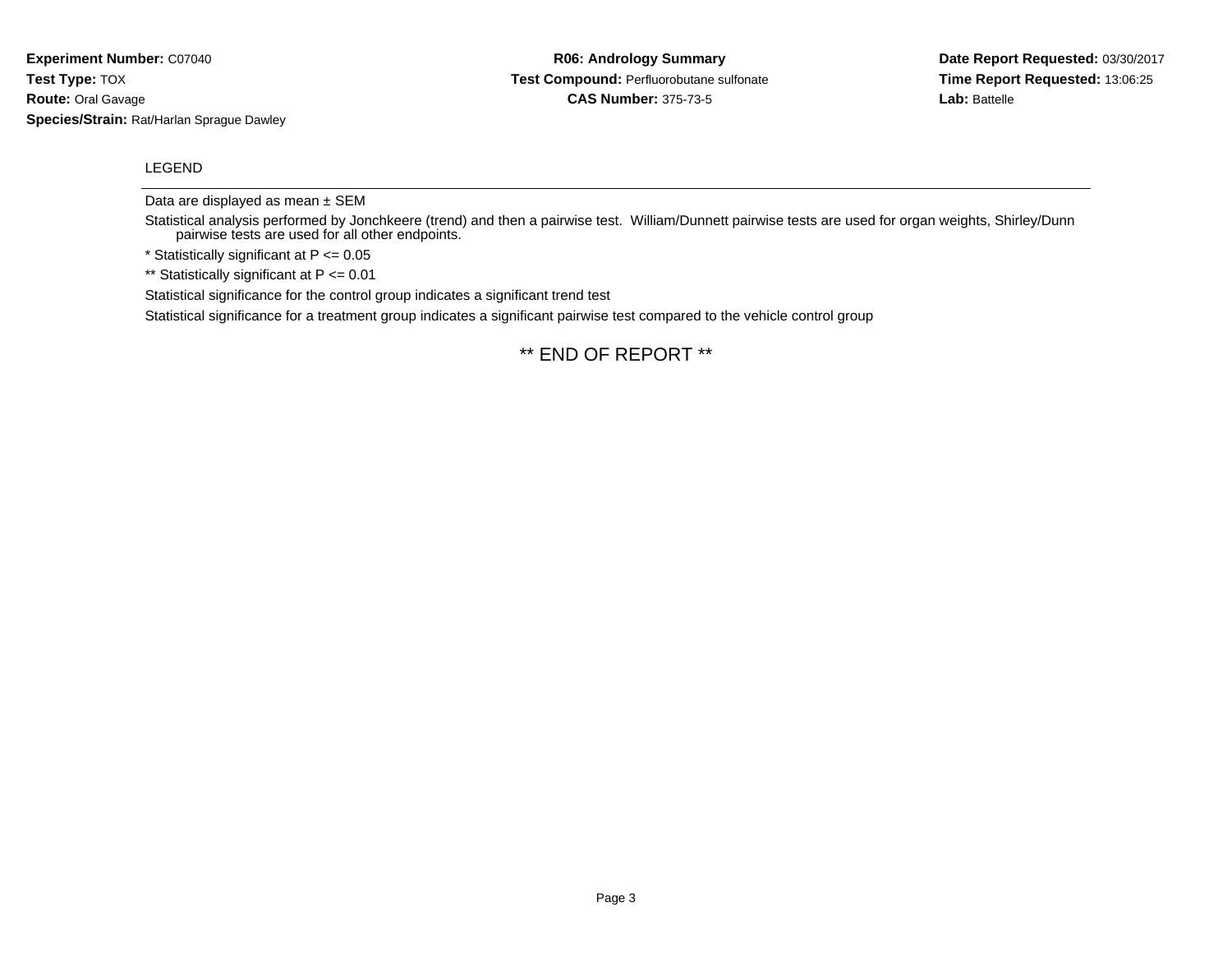**Experiment Number:** C07040
**Test Type:** TOX
**Route:** Oral Gavage
**Species/Strain:** Rat/Harlan Sprague Dawley

**R06: Andrology Summary**
**Test Compound:** Perfluorobutane sulfonate
**CAS Number:** 375-73-5

**Date Report Requested:** 03/30/2017
**Time Report Requested:** 13:06:25
**Lab:** Battelle

LEGEND

Data are displayed as mean ± SEM

Statistical analysis performed by Jonchkeere (trend) and then a pairwise test. William/Dunnett pairwise tests are used for organ weights, Shirley/Dunn pairwise tests are used for all other endpoints.

* Statistically significant at P <= 0.05

** Statistically significant at P <= 0.01

Statistical significance for the control group indicates a significant trend test

Statistical significance for a treatment group indicates a significant pairwise test compared to the vehicle control group

** END OF REPORT **